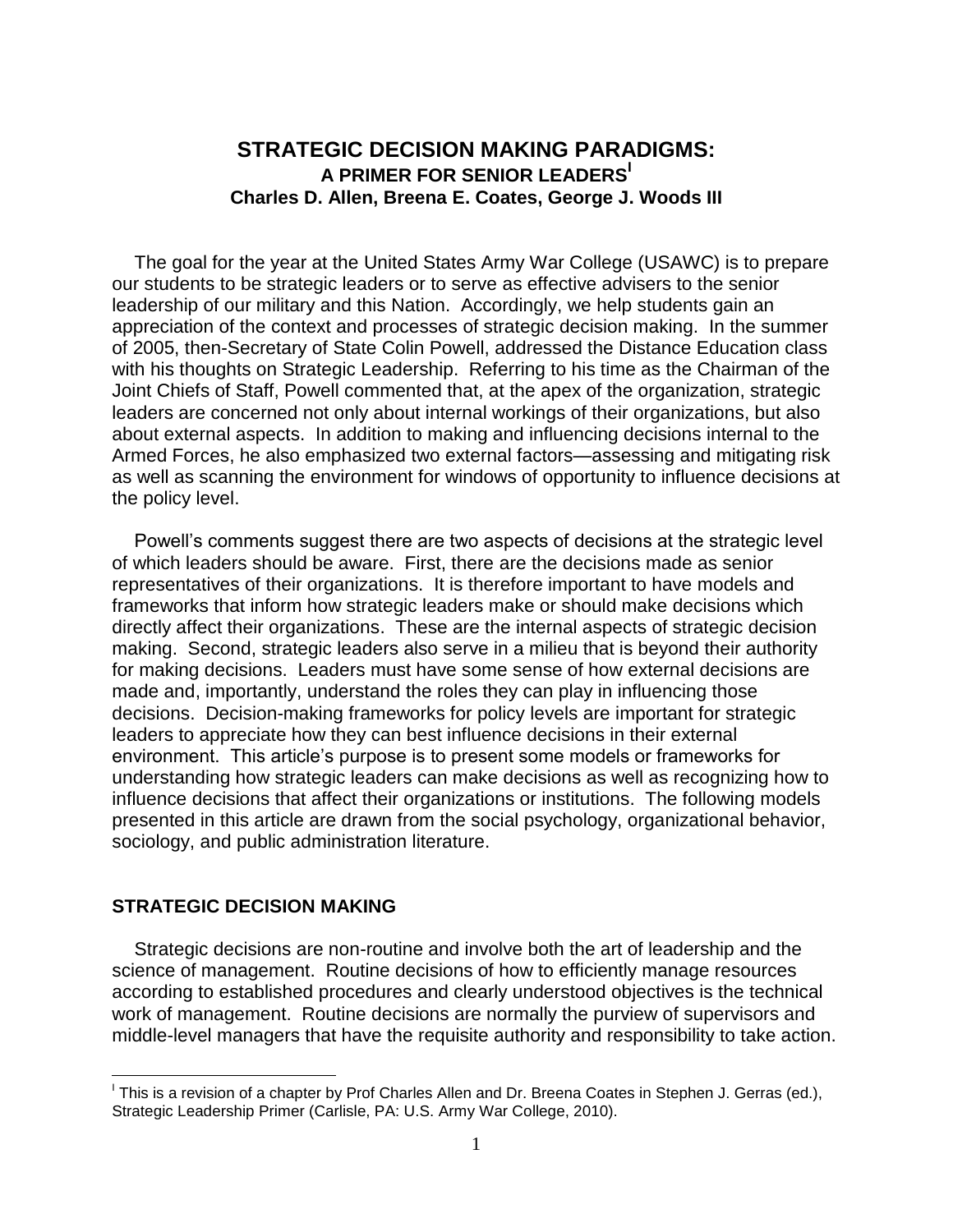# STRATEGIC DECISION MAKING PARADIGMS:
## A PRIMER FOR SENIOR LEADERS[I]

**Charles D. Allen, Breena E. Coates, George J. Woods III**

The goal for the year at the United States Army War College (USAWC) is to prepare our students to be strategic leaders or to serve as effective advisers to the senior leadership of our military and this Nation. Accordingly, we help students gain an appreciation of the context and processes of strategic decision making. In the summer of 2005, then-Secretary of State Colin Powell, addressed the Distance Education class with his thoughts on Strategic Leadership. Referring to his time as the Chairman of the Joint Chiefs of Staff, Powell commented that, at the apex of the organization, strategic leaders are concerned not only about internal workings of their organizations, but also about external aspects. In addition to making and influencing decisions internal to the Armed Forces, he also emphasized two external factors—assessing and mitigating risk as well as scanning the environment for windows of opportunity to influence decisions at the policy level.

Powell's comments suggest there are two aspects of decisions at the strategic level of which leaders should be aware. First, there are the decisions made as senior representatives of their organizations. It is therefore important to have models and frameworks that inform how strategic leaders make or should make decisions which directly affect their organizations. These are the internal aspects of strategic decision making. Second, strategic leaders also serve in a milieu that is beyond their authority for making decisions. Leaders must have some sense of how external decisions are made and, importantly, understand the roles they can play in influencing those decisions. Decision-making frameworks for policy levels are important for strategic leaders to appreciate how they can best influence decisions in their external environment. This article's purpose is to present some models or frameworks for understanding how strategic leaders can make decisions as well as recognizing how to influence decisions that affect their organizations or institutions. The following models presented in this article are drawn from the social psychology, organizational behavior, sociology, and public administration literature.

### STRATEGIC DECISION MAKING

Strategic decisions are non-routine and involve both the art of leadership and the science of management. Routine decisions of how to efficiently manage resources according to established procedures and clearly understood objectives is the technical work of management. Routine decisions are normally the purview of supervisors and middle-level managers that have the requisite authority and responsibility to take action.

---

[I] This is a revision of a chapter by Prof Charles Allen and Dr. Breena Coates in Stephen J. Gerras (ed.), Strategic Leadership Primer (Carlisle, PA: U.S. Army War College, 2010).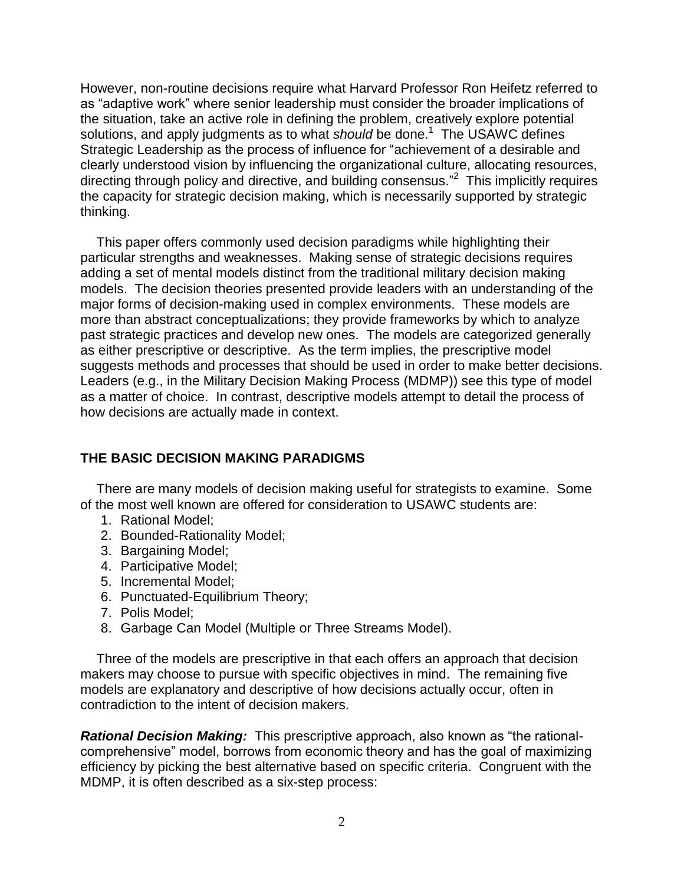However, non-routine decisions require what Harvard Professor Ron Heifetz referred to as "adaptive work" where senior leadership must consider the broader implications of the situation, take an active role in defining the problem, creatively explore potential solutions, and apply judgments as to what *should* be done.[1] The USAWC defines Strategic Leadership as the process of influence for "achievement of a desirable and clearly understood vision by influencing the organizational culture, allocating resources, directing through policy and directive, and building consensus."[2] This implicitly requires the capacity for strategic decision making, which is necessarily supported by strategic thinking.

This paper offers commonly used decision paradigms while highlighting their particular strengths and weaknesses. Making sense of strategic decisions requires adding a set of mental models distinct from the traditional military decision making models. The decision theories presented provide leaders with an understanding of the major forms of decision-making used in complex environments. These models are more than abstract conceptualizations; they provide frameworks by which to analyze past strategic practices and develop new ones. The models are categorized generally as either prescriptive or descriptive. As the term implies, the prescriptive model suggests methods and processes that should be used in order to make better decisions. Leaders (e.g., in the Military Decision Making Process (MDMP)) see this type of model as a matter of choice. In contrast, descriptive models attempt to detail the process of how decisions are actually made in context.

## THE BASIC DECISION MAKING PARADIGMS

There are many models of decision making useful for strategists to examine. Some of the most well known are offered for consideration to USAWC students are:

1. Rational Model;
2. Bounded-Rationality Model;
3. Bargaining Model;
4. Participative Model;
5. Incremental Model;
6. Punctuated-Equilibrium Theory;
7. Polis Model;
8. Garbage Can Model (Multiple or Three Streams Model).

Three of the models are prescriptive in that each offers an approach that decision makers may choose to pursue with specific objectives in mind. The remaining five models are explanatory and descriptive of how decisions actually occur, often in contradiction to the intent of decision makers.

***Rational Decision Making:*** This prescriptive approach, also known as "the rational-comprehensive" model, borrows from economic theory and has the goal of maximizing efficiency by picking the best alternative based on specific criteria. Congruent with the MDMP, it is often described as a six-step process: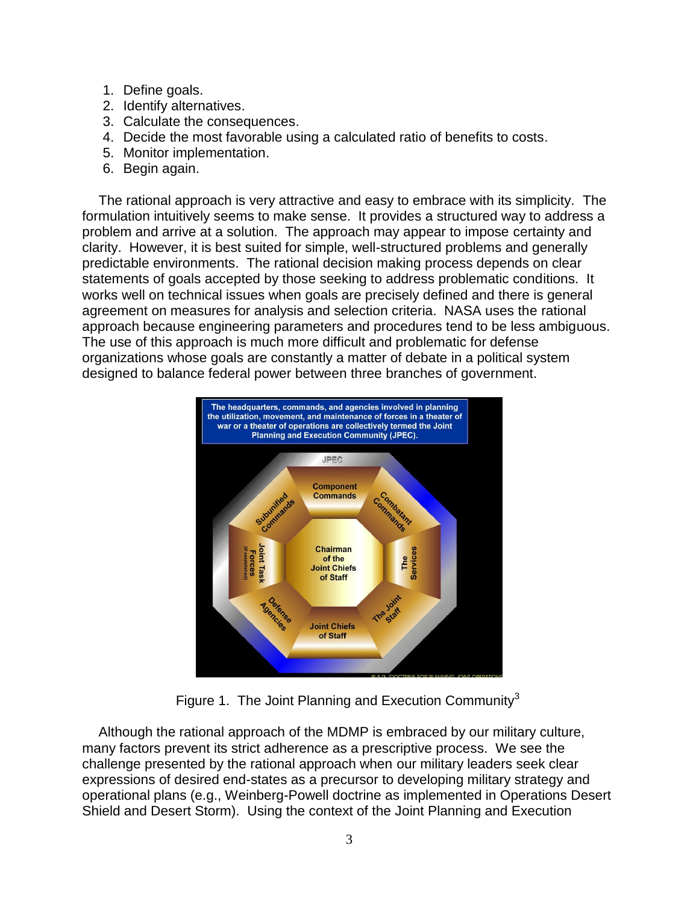1. Define goals.
2. Identify alternatives.
3. Calculate the consequences.
4. Decide the most favorable using a calculated ratio of benefits to costs.
5. Monitor implementation.
6. Begin again.

The rational approach is very attractive and easy to embrace with its simplicity. The formulation intuitively seems to make sense. It provides a structured way to address a problem and arrive at a solution. The approach may appear to impose certainty and clarity. However, it is best suited for simple, well-structured problems and generally predictable environments. The rational decision making process depends on clear statements of goals accepted by those seeking to address problematic conditions. It works well on technical issues when goals are precisely defined and there is general agreement on measures for analysis and selection criteria. NASA uses the rational approach because engineering parameters and procedures tend to be less ambiguous. The use of this approach is much more difficult and problematic for defense organizations whose goals are constantly a matter of debate in a political system designed to balance federal power between three branches of government.

Figure 1. The Joint Planning and Execution Community[3]

Although the rational approach of the MDMP is embraced by our military culture, many factors prevent its strict adherence as a prescriptive process. We see the challenge presented by the rational approach when our military leaders seek clear expressions of desired end-states as a precursor to developing military strategy and operational plans (e.g., Weinberg-Powell doctrine as implemented in Operations Desert Shield and Desert Storm). Using the context of the Joint Planning and Execution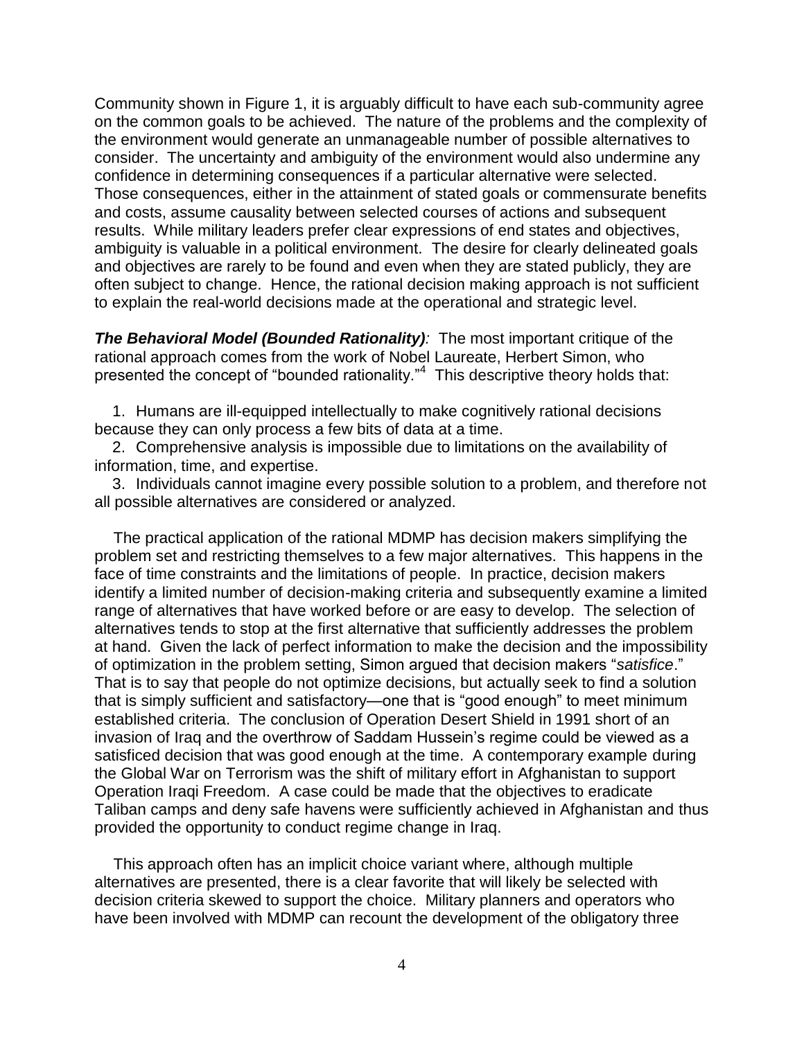Community shown in Figure 1, it is arguably difficult to have each sub-community agree on the common goals to be achieved. The nature of the problems and the complexity of the environment would generate an unmanageable number of possible alternatives to consider. The uncertainty and ambiguity of the environment would also undermine any confidence in determining consequences if a particular alternative were selected. Those consequences, either in the attainment of stated goals or commensurate benefits and costs, assume causality between selected courses of actions and subsequent results. While military leaders prefer clear expressions of end states and objectives, ambiguity is valuable in a political environment. The desire for clearly delineated goals and objectives are rarely to be found and even when they are stated publicly, they are often subject to change. Hence, the rational decision making approach is not sufficient to explain the real-world decisions made at the operational and strategic level.

***The Behavioral Model (Bounded Rationality)****:* The most important critique of the rational approach comes from the work of Nobel Laureate, Herbert Simon, who presented the concept of "bounded rationality."[4] This descriptive theory holds that:

1. Humans are ill-equipped intellectually to make cognitively rational decisions because they can only process a few bits of data at a time.
2. Comprehensive analysis is impossible due to limitations on the availability of information, time, and expertise.
3. Individuals cannot imagine every possible solution to a problem, and therefore not all possible alternatives are considered or analyzed.

The practical application of the rational MDMP has decision makers simplifying the problem set and restricting themselves to a few major alternatives. This happens in the face of time constraints and the limitations of people. In practice, decision makers identify a limited number of decision-making criteria and subsequently examine a limited range of alternatives that have worked before or are easy to develop. The selection of alternatives tends to stop at the first alternative that sufficiently addresses the problem at hand. Given the lack of perfect information to make the decision and the impossibility of optimization in the problem setting, Simon argued that decision makers "*satisfice*." That is to say that people do not optimize decisions, but actually seek to find a solution that is simply sufficient and satisfactory—one that is "good enough" to meet minimum established criteria. The conclusion of Operation Desert Shield in 1991 short of an invasion of Iraq and the overthrow of Saddam Hussein's regime could be viewed as a satisficed decision that was good enough at the time. A contemporary example during the Global War on Terrorism was the shift of military effort in Afghanistan to support Operation Iraqi Freedom. A case could be made that the objectives to eradicate Taliban camps and deny safe havens were sufficiently achieved in Afghanistan and thus provided the opportunity to conduct regime change in Iraq.

This approach often has an implicit choice variant where, although multiple alternatives are presented, there is a clear favorite that will likely be selected with decision criteria skewed to support the choice. Military planners and operators who have been involved with MDMP can recount the development of the obligatory three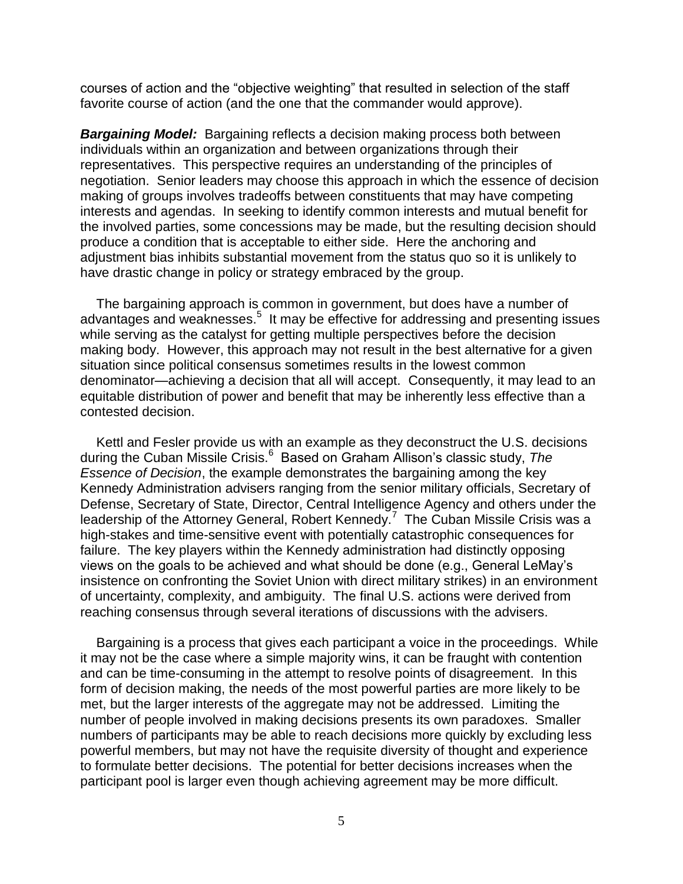courses of action and the "objective weighting" that resulted in selection of the staff favorite course of action (and the one that the commander would approve).

***Bargaining Model:*** Bargaining reflects a decision making process both between individuals within an organization and between organizations through their representatives. This perspective requires an understanding of the principles of negotiation. Senior leaders may choose this approach in which the essence of decision making of groups involves tradeoffs between constituents that may have competing interests and agendas. In seeking to identify common interests and mutual benefit for the involved parties, some concessions may be made, but the resulting decision should produce a condition that is acceptable to either side. Here the anchoring and adjustment bias inhibits substantial movement from the status quo so it is unlikely to have drastic change in policy or strategy embraced by the group.

The bargaining approach is common in government, but does have a number of advantages and weaknesses.[5] It may be effective for addressing and presenting issues while serving as the catalyst for getting multiple perspectives before the decision making body. However, this approach may not result in the best alternative for a given situation since political consensus sometimes results in the lowest common denominator—achieving a decision that all will accept. Consequently, it may lead to an equitable distribution of power and benefit that may be inherently less effective than a contested decision.

Kettl and Fesler provide us with an example as they deconstruct the U.S. decisions during the Cuban Missile Crisis.[6] Based on Graham Allison's classic study, *The Essence of Decision*, the example demonstrates the bargaining among the key Kennedy Administration advisers ranging from the senior military officials, Secretary of Defense, Secretary of State, Director, Central Intelligence Agency and others under the leadership of the Attorney General, Robert Kennedy.[7] The Cuban Missile Crisis was a high-stakes and time-sensitive event with potentially catastrophic consequences for failure. The key players within the Kennedy administration had distinctly opposing views on the goals to be achieved and what should be done (e.g., General LeMay's insistence on confronting the Soviet Union with direct military strikes) in an environment of uncertainty, complexity, and ambiguity. The final U.S. actions were derived from reaching consensus through several iterations of discussions with the advisers.

Bargaining is a process that gives each participant a voice in the proceedings. While it may not be the case where a simple majority wins, it can be fraught with contention and can be time-consuming in the attempt to resolve points of disagreement. In this form of decision making, the needs of the most powerful parties are more likely to be met, but the larger interests of the aggregate may not be addressed. Limiting the number of people involved in making decisions presents its own paradoxes. Smaller numbers of participants may be able to reach decisions more quickly by excluding less powerful members, but may not have the requisite diversity of thought and experience to formulate better decisions. The potential for better decisions increases when the participant pool is larger even though achieving agreement may be more difficult.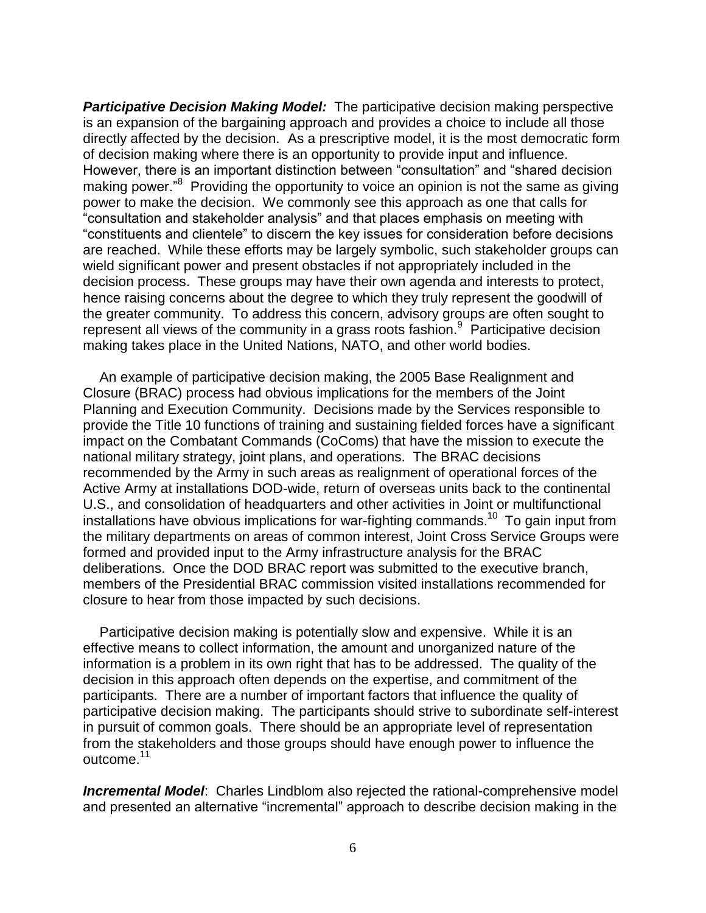***Participative Decision Making Model:*** The participative decision making perspective is an expansion of the bargaining approach and provides a choice to include all those directly affected by the decision. As a prescriptive model, it is the most democratic form of decision making where there is an opportunity to provide input and influence. However, there is an important distinction between "consultation" and "shared decision making power."[8] Providing the opportunity to voice an opinion is not the same as giving power to make the decision. We commonly see this approach as one that calls for "consultation and stakeholder analysis" and that places emphasis on meeting with "constituents and clientele" to discern the key issues for consideration before decisions are reached. While these efforts may be largely symbolic, such stakeholder groups can wield significant power and present obstacles if not appropriately included in the decision process. These groups may have their own agenda and interests to protect, hence raising concerns about the degree to which they truly represent the goodwill of the greater community. To address this concern, advisory groups are often sought to represent all views of the community in a grass roots fashion.[9] Participative decision making takes place in the United Nations, NATO, and other world bodies.

An example of participative decision making, the 2005 Base Realignment and Closure (BRAC) process had obvious implications for the members of the Joint Planning and Execution Community. Decisions made by the Services responsible to provide the Title 10 functions of training and sustaining fielded forces have a significant impact on the Combatant Commands (CoComs) that have the mission to execute the national military strategy, joint plans, and operations. The BRAC decisions recommended by the Army in such areas as realignment of operational forces of the Active Army at installations DOD-wide, return of overseas units back to the continental U.S., and consolidation of headquarters and other activities in Joint or multifunctional installations have obvious implications for war-fighting commands.[10] To gain input from the military departments on areas of common interest, Joint Cross Service Groups were formed and provided input to the Army infrastructure analysis for the BRAC deliberations. Once the DOD BRAC report was submitted to the executive branch, members of the Presidential BRAC commission visited installations recommended for closure to hear from those impacted by such decisions.

Participative decision making is potentially slow and expensive. While it is an effective means to collect information, the amount and unorganized nature of the information is a problem in its own right that has to be addressed. The quality of the decision in this approach often depends on the expertise, and commitment of the participants. There are a number of important factors that influence the quality of participative decision making. The participants should strive to subordinate self-interest in pursuit of common goals. There should be an appropriate level of representation from the stakeholders and those groups should have enough power to influence the outcome.[11]

***Incremental Model***: Charles Lindblom also rejected the rational-comprehensive model and presented an alternative "incremental" approach to describe decision making in the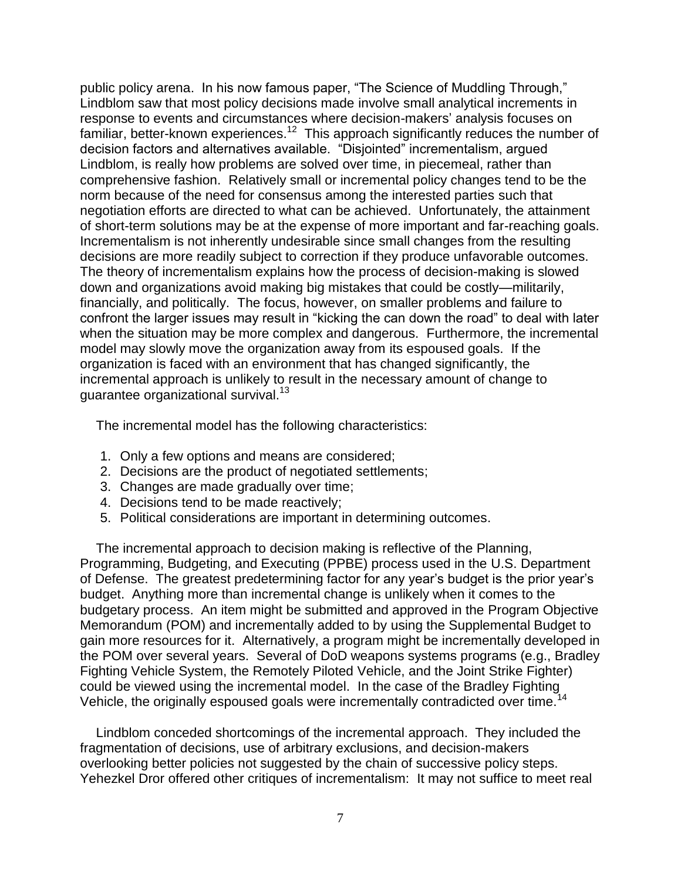public policy arena. In his now famous paper, "The Science of Muddling Through," Lindblom saw that most policy decisions made involve small analytical increments in response to events and circumstances where decision-makers' analysis focuses on familiar, better-known experiences.[12] This approach significantly reduces the number of decision factors and alternatives available. "Disjointed" incrementalism, argued Lindblom, is really how problems are solved over time, in piecemeal, rather than comprehensive fashion. Relatively small or incremental policy changes tend to be the norm because of the need for consensus among the interested parties such that negotiation efforts are directed to what can be achieved. Unfortunately, the attainment of short-term solutions may be at the expense of more important and far-reaching goals. Incrementalism is not inherently undesirable since small changes from the resulting decisions are more readily subject to correction if they produce unfavorable outcomes. The theory of incrementalism explains how the process of decision-making is slowed down and organizations avoid making big mistakes that could be costly—militarily, financially, and politically. The focus, however, on smaller problems and failure to confront the larger issues may result in "kicking the can down the road" to deal with later when the situation may be more complex and dangerous. Furthermore, the incremental model may slowly move the organization away from its espoused goals. If the organization is faced with an environment that has changed significantly, the incremental approach is unlikely to result in the necessary amount of change to guarantee organizational survival.[13]

The incremental model has the following characteristics:

1. Only a few options and means are considered;
2. Decisions are the product of negotiated settlements;
3. Changes are made gradually over time;
4. Decisions tend to be made reactively;
5. Political considerations are important in determining outcomes.

The incremental approach to decision making is reflective of the Planning, Programming, Budgeting, and Executing (PPBE) process used in the U.S. Department of Defense. The greatest predetermining factor for any year's budget is the prior year's budget. Anything more than incremental change is unlikely when it comes to the budgetary process. An item might be submitted and approved in the Program Objective Memorandum (POM) and incrementally added to by using the Supplemental Budget to gain more resources for it. Alternatively, a program might be incrementally developed in the POM over several years. Several of DoD weapons systems programs (e.g., Bradley Fighting Vehicle System, the Remotely Piloted Vehicle, and the Joint Strike Fighter) could be viewed using the incremental model. In the case of the Bradley Fighting Vehicle, the originally espoused goals were incrementally contradicted over time.[14]

Lindblom conceded shortcomings of the incremental approach. They included the fragmentation of decisions, use of arbitrary exclusions, and decision-makers overlooking better policies not suggested by the chain of successive policy steps. Yehezkel Dror offered other critiques of incrementalism: It may not suffice to meet real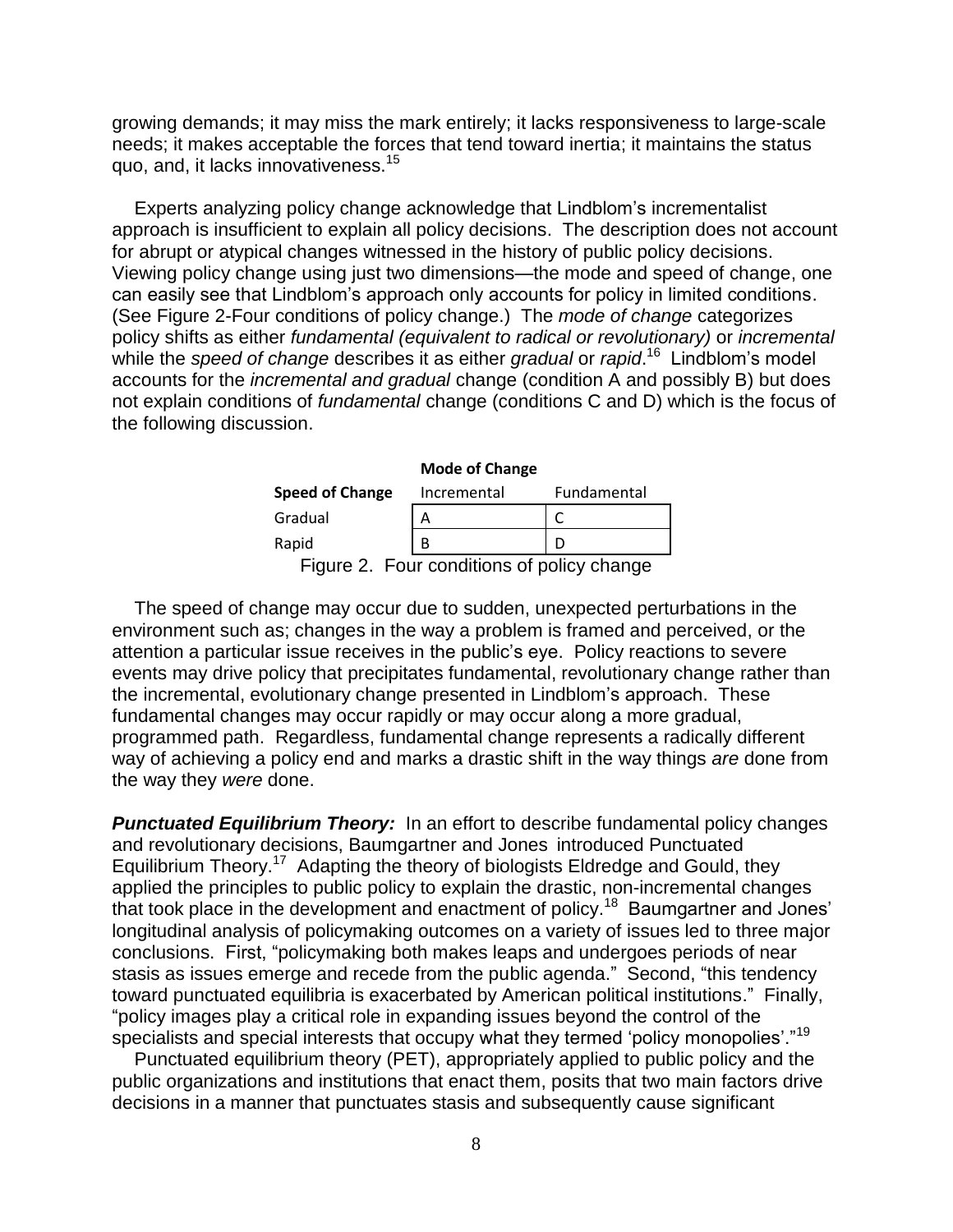growing demands; it may miss the mark entirely; it lacks responsiveness to large-scale needs; it makes acceptable the forces that tend toward inertia; it maintains the status quo, and, it lacks innovativeness.[15]

Experts analyzing policy change acknowledge that Lindblom's incrementalist approach is insufficient to explain all policy decisions. The description does not account for abrupt or atypical changes witnessed in the history of public policy decisions. Viewing policy change using just two dimensions—the mode and speed of change, one can easily see that Lindblom's approach only accounts for policy in limited conditions. (See Figure 2-Four conditions of policy change.) The *mode of change* categorizes policy shifts as either *fundamental (equivalent to radical or revolutionary)* or *incremental* while the *speed of change* describes it as either *gradual* or *rapid*.[16] Lindblom's model accounts for the *incremental and gradual* change (condition A and possibly B) but does not explain conditions of *fundamental* change (conditions C and D) which is the focus of the following discussion.

| | **Mode of Change** | |
|---|---|---|
| **Speed of Change** | Incremental | Fundamental |
| Gradual | A | C |
| Rapid | B | D |

Figure 2. Four conditions of policy change

The speed of change may occur due to sudden, unexpected perturbations in the environment such as; changes in the way a problem is framed and perceived, or the attention a particular issue receives in the public's eye. Policy reactions to severe events may drive policy that precipitates fundamental, revolutionary change rather than the incremental, evolutionary change presented in Lindblom's approach. These fundamental changes may occur rapidly or may occur along a more gradual, programmed path. Regardless, fundamental change represents a radically different way of achieving a policy end and marks a drastic shift in the way things *are* done from the way they *were* done.

***Punctuated Equilibrium Theory:*** In an effort to describe fundamental policy changes and revolutionary decisions, Baumgartner and Jones introduced Punctuated Equilibrium Theory.[17] Adapting the theory of biologists Eldredge and Gould, they applied the principles to public policy to explain the drastic, non-incremental changes that took place in the development and enactment of policy.[18] Baumgartner and Jones' longitudinal analysis of policymaking outcomes on a variety of issues led to three major conclusions. First, "policymaking both makes leaps and undergoes periods of near stasis as issues emerge and recede from the public agenda." Second, "this tendency toward punctuated equilibria is exacerbated by American political institutions." Finally, "policy images play a critical role in expanding issues beyond the control of the specialists and special interests that occupy what they termed 'policy monopolies'."[19]

Punctuated equilibrium theory (PET), appropriately applied to public policy and the public organizations and institutions that enact them, posits that two main factors drive decisions in a manner that punctuates stasis and subsequently cause significant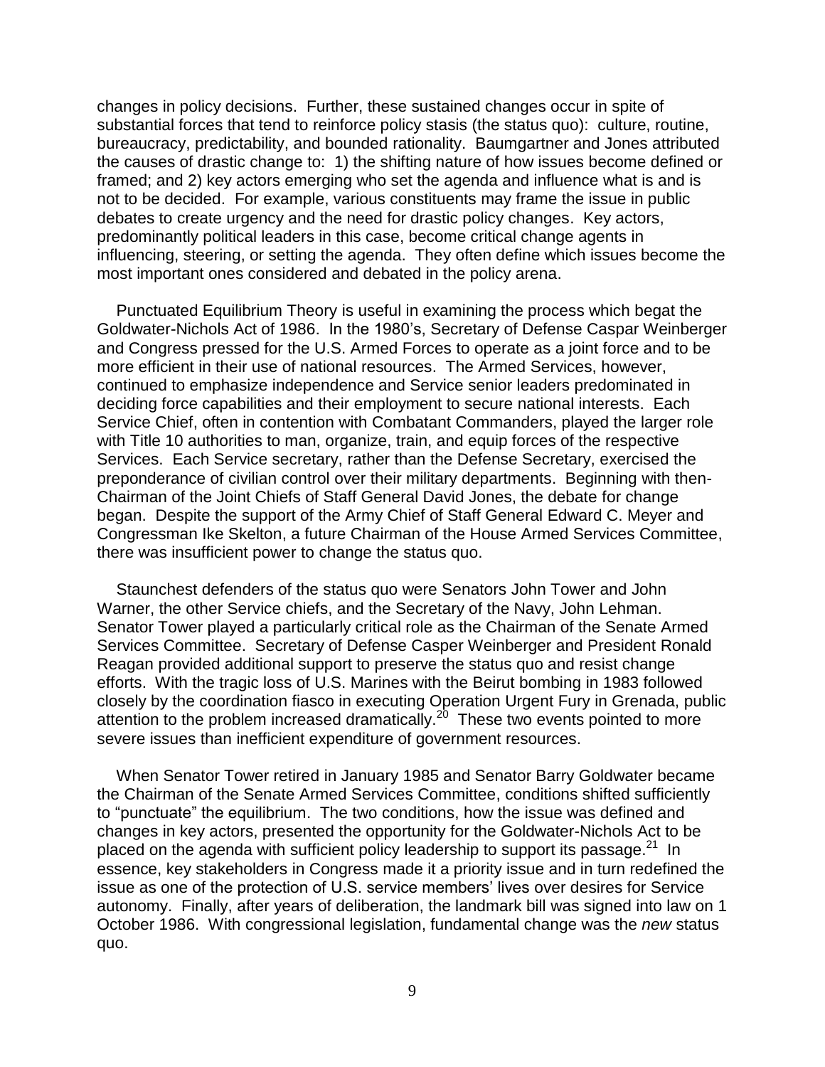changes in policy decisions. Further, these sustained changes occur in spite of substantial forces that tend to reinforce policy stasis (the status quo): culture, routine, bureaucracy, predictability, and bounded rationality. Baumgartner and Jones attributed the causes of drastic change to: 1) the shifting nature of how issues become defined or framed; and 2) key actors emerging who set the agenda and influence what is and is not to be decided. For example, various constituents may frame the issue in public debates to create urgency and the need for drastic policy changes. Key actors, predominantly political leaders in this case, become critical change agents in influencing, steering, or setting the agenda. They often define which issues become the most important ones considered and debated in the policy arena.

Punctuated Equilibrium Theory is useful in examining the process which begat the Goldwater-Nichols Act of 1986. In the 1980's, Secretary of Defense Caspar Weinberger and Congress pressed for the U.S. Armed Forces to operate as a joint force and to be more efficient in their use of national resources. The Armed Services, however, continued to emphasize independence and Service senior leaders predominated in deciding force capabilities and their employment to secure national interests. Each Service Chief, often in contention with Combatant Commanders, played the larger role with Title 10 authorities to man, organize, train, and equip forces of the respective Services. Each Service secretary, rather than the Defense Secretary, exercised the preponderance of civilian control over their military departments. Beginning with then-Chairman of the Joint Chiefs of Staff General David Jones, the debate for change began. Despite the support of the Army Chief of Staff General Edward C. Meyer and Congressman Ike Skelton, a future Chairman of the House Armed Services Committee, there was insufficient power to change the status quo.

Staunchest defenders of the status quo were Senators John Tower and John Warner, the other Service chiefs, and the Secretary of the Navy, John Lehman. Senator Tower played a particularly critical role as the Chairman of the Senate Armed Services Committee. Secretary of Defense Casper Weinberger and President Ronald Reagan provided additional support to preserve the status quo and resist change efforts. With the tragic loss of U.S. Marines with the Beirut bombing in 1983 followed closely by the coordination fiasco in executing Operation Urgent Fury in Grenada, public attention to the problem increased dramatically.[20] These two events pointed to more severe issues than inefficient expenditure of government resources.

When Senator Tower retired in January 1985 and Senator Barry Goldwater became the Chairman of the Senate Armed Services Committee, conditions shifted sufficiently to "punctuate" the equilibrium. The two conditions, how the issue was defined and changes in key actors, presented the opportunity for the Goldwater-Nichols Act to be placed on the agenda with sufficient policy leadership to support its passage.[21] In essence, key stakeholders in Congress made it a priority issue and in turn redefined the issue as one of the protection of U.S. service members' lives over desires for Service autonomy. Finally, after years of deliberation, the landmark bill was signed into law on 1 October 1986. With congressional legislation, fundamental change was the *new* status quo.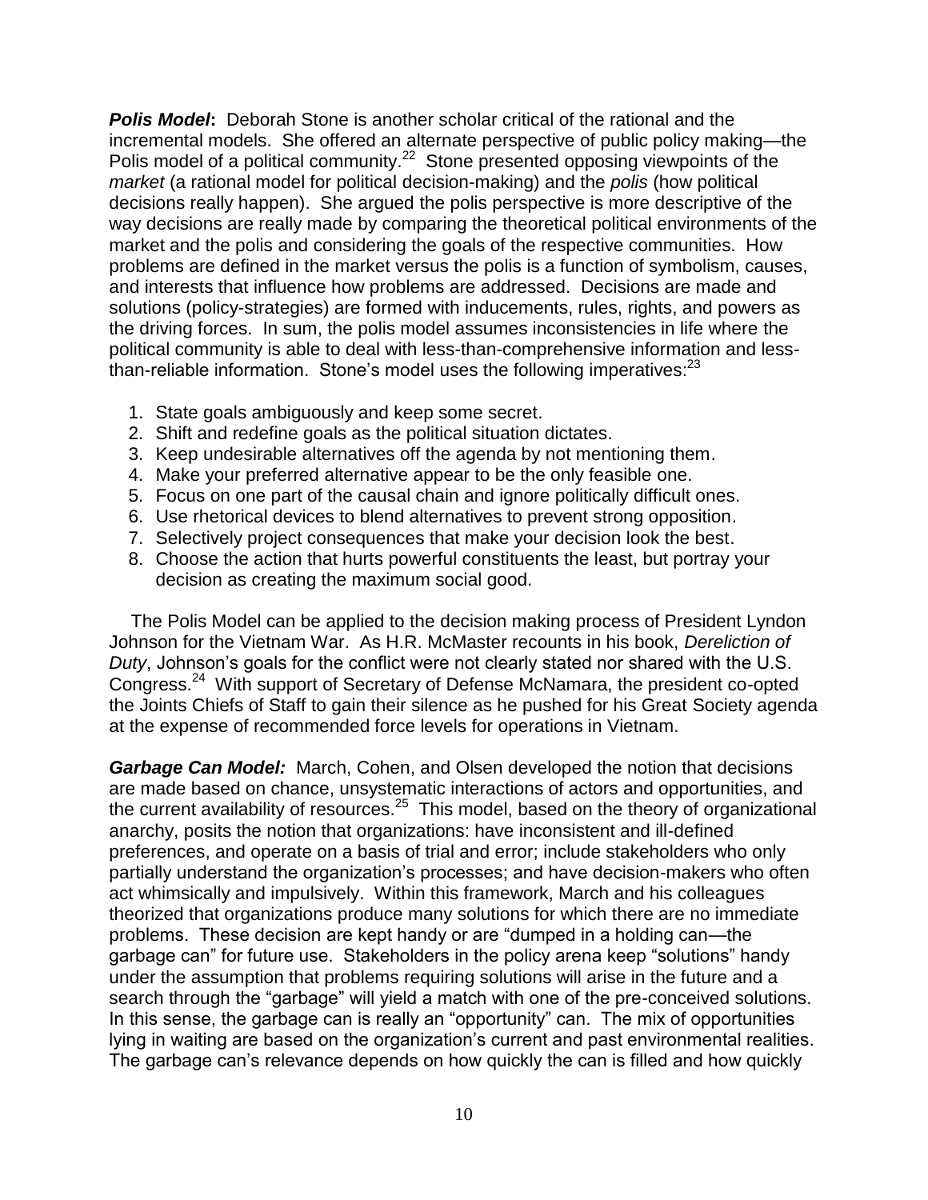***Polis Model*****:** Deborah Stone is another scholar critical of the rational and the incremental models. She offered an alternate perspective of public policy making—the Polis model of a political community.[22] Stone presented opposing viewpoints of the *market* (a rational model for political decision-making) and the *polis* (how political decisions really happen). She argued the polis perspective is more descriptive of the way decisions are really made by comparing the theoretical political environments of the market and the polis and considering the goals of the respective communities. How problems are defined in the market versus the polis is a function of symbolism, causes, and interests that influence how problems are addressed. Decisions are made and solutions (policy-strategies) are formed with inducements, rules, rights, and powers as the driving forces. In sum, the polis model assumes inconsistencies in life where the political community is able to deal with less-than-comprehensive information and less-than-reliable information. Stone's model uses the following imperatives:[23]

1. State goals ambiguously and keep some secret.
2. Shift and redefine goals as the political situation dictates.
3. Keep undesirable alternatives off the agenda by not mentioning them.
4. Make your preferred alternative appear to be the only feasible one.
5. Focus on one part of the causal chain and ignore politically difficult ones.
6. Use rhetorical devices to blend alternatives to prevent strong opposition.
7. Selectively project consequences that make your decision look the best.
8. Choose the action that hurts powerful constituents the least, but portray your decision as creating the maximum social good.

The Polis Model can be applied to the decision making process of President Lyndon Johnson for the Vietnam War. As H.R. McMaster recounts in his book, *Dereliction of Duty*, Johnson's goals for the conflict were not clearly stated nor shared with the U.S. Congress.[24] With support of Secretary of Defense McNamara, the president co-opted the Joints Chiefs of Staff to gain their silence as he pushed for his Great Society agenda at the expense of recommended force levels for operations in Vietnam.

***Garbage Can Model:*** March, Cohen, and Olsen developed the notion that decisions are made based on chance, unsystematic interactions of actors and opportunities, and the current availability of resources.[25] This model, based on the theory of organizational anarchy, posits the notion that organizations: have inconsistent and ill-defined preferences, and operate on a basis of trial and error; include stakeholders who only partially understand the organization's processes; and have decision-makers who often act whimsically and impulsively. Within this framework, March and his colleagues theorized that organizations produce many solutions for which there are no immediate problems. These decision are kept handy or are "dumped in a holding can—the garbage can" for future use. Stakeholders in the policy arena keep "solutions" handy under the assumption that problems requiring solutions will arise in the future and a search through the "garbage" will yield a match with one of the pre-conceived solutions. In this sense, the garbage can is really an "opportunity" can. The mix of opportunities lying in waiting are based on the organization's current and past environmental realities. The garbage can's relevance depends on how quickly the can is filled and how quickly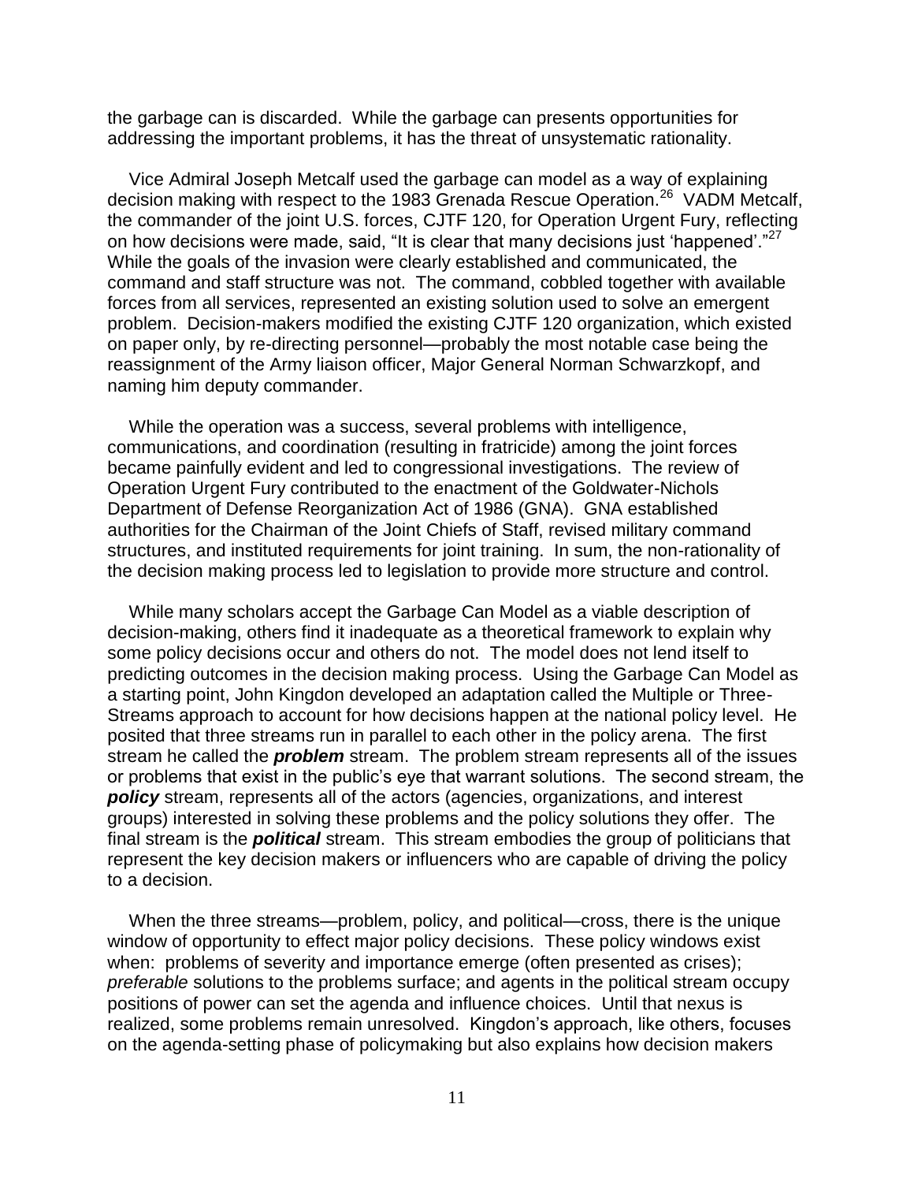the garbage can is discarded. While the garbage can presents opportunities for addressing the important problems, it has the threat of unsystematic rationality.

Vice Admiral Joseph Metcalf used the garbage can model as a way of explaining decision making with respect to the 1983 Grenada Rescue Operation.[26] VADM Metcalf, the commander of the joint U.S. forces, CJTF 120, for Operation Urgent Fury, reflecting on how decisions were made, said, "It is clear that many decisions just 'happened'."[27] While the goals of the invasion were clearly established and communicated, the command and staff structure was not. The command, cobbled together with available forces from all services, represented an existing solution used to solve an emergent problem. Decision-makers modified the existing CJTF 120 organization, which existed on paper only, by re-directing personnel—probably the most notable case being the reassignment of the Army liaison officer, Major General Norman Schwarzkopf, and naming him deputy commander.

While the operation was a success, several problems with intelligence, communications, and coordination (resulting in fratricide) among the joint forces became painfully evident and led to congressional investigations. The review of Operation Urgent Fury contributed to the enactment of the Goldwater-Nichols Department of Defense Reorganization Act of 1986 (GNA). GNA established authorities for the Chairman of the Joint Chiefs of Staff, revised military command structures, and instituted requirements for joint training. In sum, the non-rationality of the decision making process led to legislation to provide more structure and control.

While many scholars accept the Garbage Can Model as a viable description of decision-making, others find it inadequate as a theoretical framework to explain why some policy decisions occur and others do not. The model does not lend itself to predicting outcomes in the decision making process. Using the Garbage Can Model as a starting point, John Kingdon developed an adaptation called the Multiple or Three-Streams approach to account for how decisions happen at the national policy level. He posited that three streams run in parallel to each other in the policy arena. The first stream he called the ***problem*** stream. The problem stream represents all of the issues or problems that exist in the public's eye that warrant solutions. The second stream, the ***policy*** stream, represents all of the actors (agencies, organizations, and interest groups) interested in solving these problems and the policy solutions they offer. The final stream is the ***political*** stream. This stream embodies the group of politicians that represent the key decision makers or influencers who are capable of driving the policy to a decision.

When the three streams—problem, policy, and political—cross, there is the unique window of opportunity to effect major policy decisions. These policy windows exist when: problems of severity and importance emerge (often presented as crises); *preferable* solutions to the problems surface; and agents in the political stream occupy positions of power can set the agenda and influence choices. Until that nexus is realized, some problems remain unresolved. Kingdon's approach, like others, focuses on the agenda-setting phase of policymaking but also explains how decision makers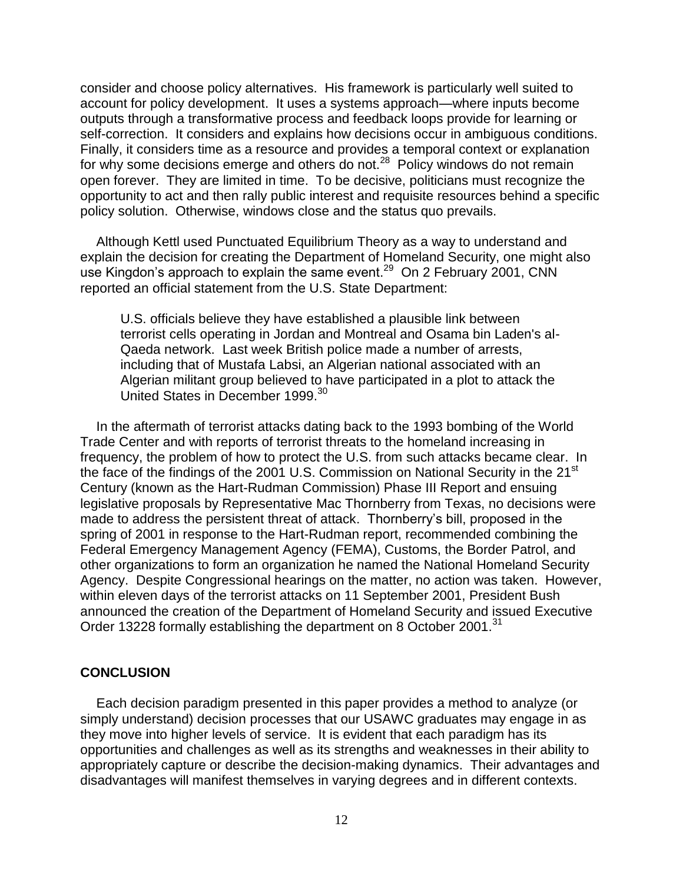consider and choose policy alternatives. His framework is particularly well suited to account for policy development. It uses a systems approach—where inputs become outputs through a transformative process and feedback loops provide for learning or self-correction. It considers and explains how decisions occur in ambiguous conditions. Finally, it considers time as a resource and provides a temporal context or explanation for why some decisions emerge and others do not.[28] Policy windows do not remain open forever. They are limited in time. To be decisive, politicians must recognize the opportunity to act and then rally public interest and requisite resources behind a specific policy solution. Otherwise, windows close and the status quo prevails.

Although Kettl used Punctuated Equilibrium Theory as a way to understand and explain the decision for creating the Department of Homeland Security, one might also use Kingdon's approach to explain the same event.[29] On 2 February 2001, CNN reported an official statement from the U.S. State Department:

> U.S. officials believe they have established a plausible link between terrorist cells operating in Jordan and Montreal and Osama bin Laden's al-Qaeda network. Last week British police made a number of arrests, including that of Mustafa Labsi, an Algerian national associated with an Algerian militant group believed to have participated in a plot to attack the United States in December 1999.[30]

In the aftermath of terrorist attacks dating back to the 1993 bombing of the World Trade Center and with reports of terrorist threats to the homeland increasing in frequency, the problem of how to protect the U.S. from such attacks became clear. In the face of the findings of the 2001 U.S. Commission on National Security in the 21st Century (known as the Hart-Rudman Commission) Phase III Report and ensuing legislative proposals by Representative Mac Thornberry from Texas, no decisions were made to address the persistent threat of attack. Thornberry's bill, proposed in the spring of 2001 in response to the Hart-Rudman report, recommended combining the Federal Emergency Management Agency (FEMA), Customs, the Border Patrol, and other organizations to form an organization he named the National Homeland Security Agency. Despite Congressional hearings on the matter, no action was taken. However, within eleven days of the terrorist attacks on 11 September 2001, President Bush announced the creation of the Department of Homeland Security and issued Executive Order 13228 formally establishing the department on 8 October 2001.[31]

## CONCLUSION

Each decision paradigm presented in this paper provides a method to analyze (or simply understand) decision processes that our USAWC graduates may engage in as they move into higher levels of service. It is evident that each paradigm has its opportunities and challenges as well as its strengths and weaknesses in their ability to appropriately capture or describe the decision-making dynamics. Their advantages and disadvantages will manifest themselves in varying degrees and in different contexts.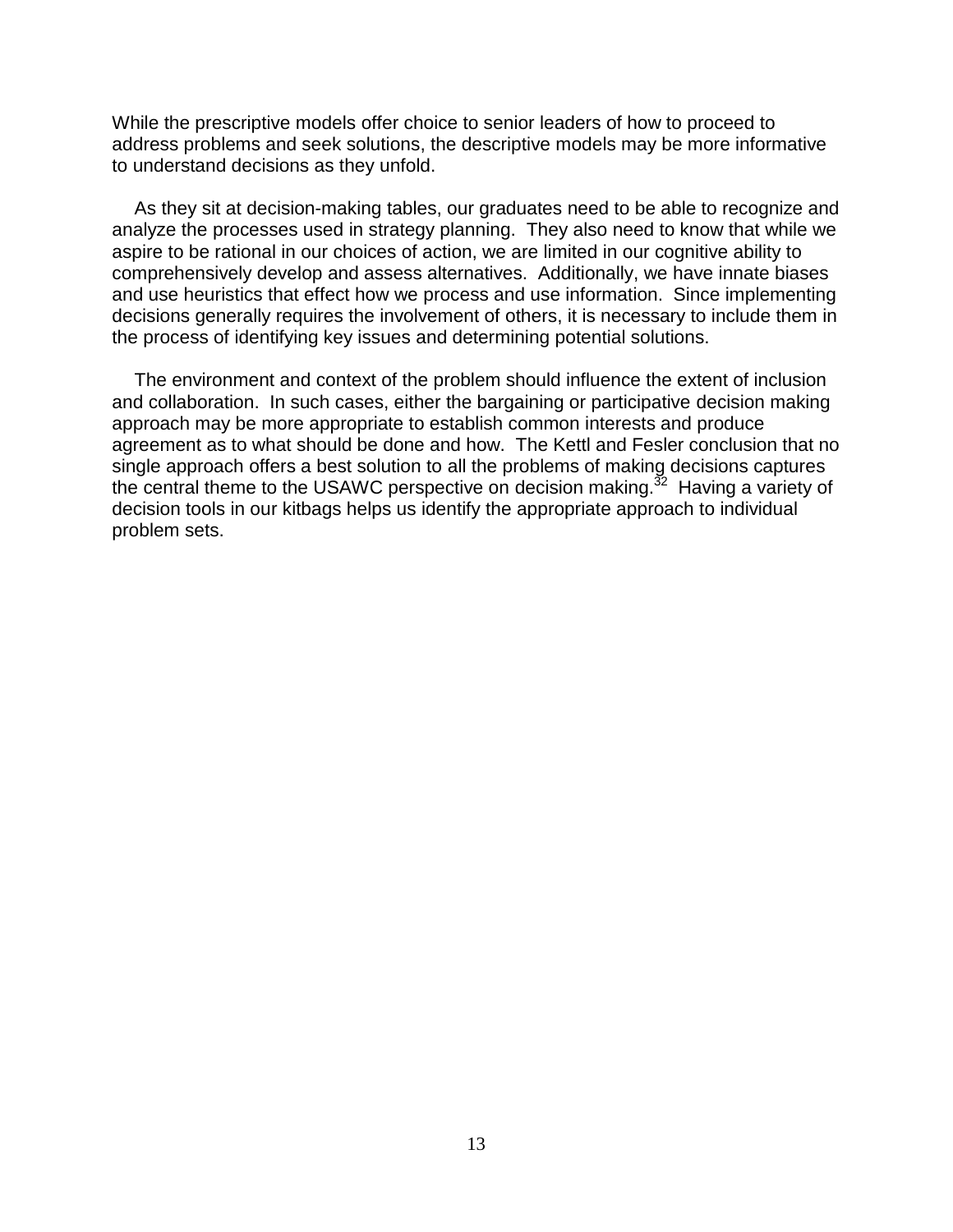While the prescriptive models offer choice to senior leaders of how to proceed to address problems and seek solutions, the descriptive models may be more informative to understand decisions as they unfold.

As they sit at decision-making tables, our graduates need to be able to recognize and analyze the processes used in strategy planning. They also need to know that while we aspire to be rational in our choices of action, we are limited in our cognitive ability to comprehensively develop and assess alternatives. Additionally, we have innate biases and use heuristics that effect how we process and use information. Since implementing decisions generally requires the involvement of others, it is necessary to include them in the process of identifying key issues and determining potential solutions.

The environment and context of the problem should influence the extent of inclusion and collaboration. In such cases, either the bargaining or participative decision making approach may be more appropriate to establish common interests and produce agreement as to what should be done and how. The Kettl and Fesler conclusion that no single approach offers a best solution to all the problems of making decisions captures the central theme to the USAWC perspective on decision making.[32] Having a variety of decision tools in our kitbags helps us identify the appropriate approach to individual problem sets.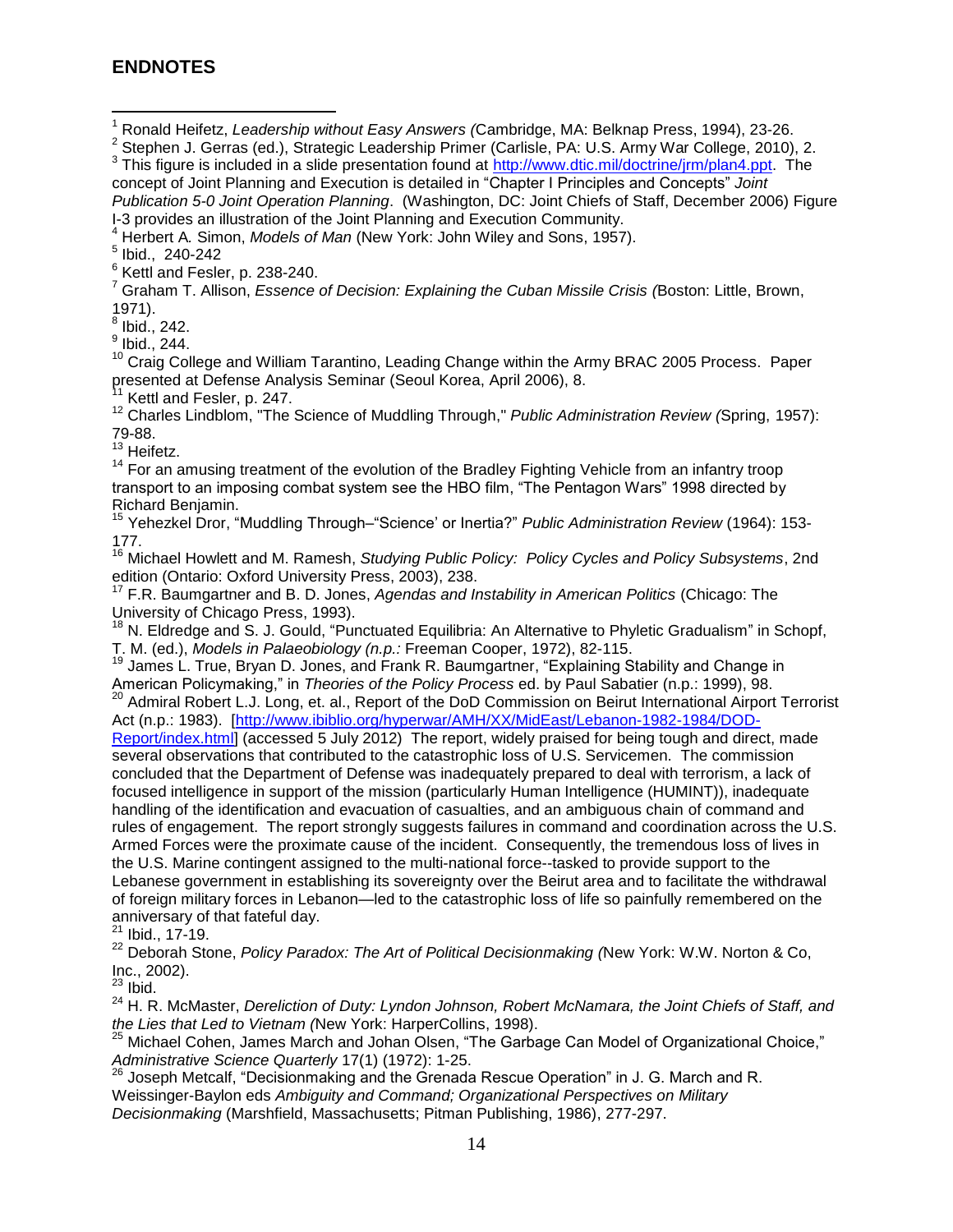## ENDNOTES

[1] Ronald Heifetz, *Leadership without Easy Answers (*Cambridge, MA: Belknap Press, 1994), 23-26.

[2] Stephen J. Gerras (ed.), Strategic Leadership Primer (Carlisle, PA: U.S. Army War College, 2010), 2.

[3] This figure is included in a slide presentation found at http://www.dtic.mil/doctrine/jrm/plan4.ppt. The concept of Joint Planning and Execution is detailed in "Chapter I Principles and Concepts" *Joint Publication 5-0 Joint Operation Planning*. (Washington, DC: Joint Chiefs of Staff, December 2006) Figure I-3 provides an illustration of the Joint Planning and Execution Community.

[4] Herbert A. Simon, *Models of Man* (New York: John Wiley and Sons, 1957).

[5] Ibid., 240-242

[6] Kettl and Fesler, p. 238-240.

[7] Graham T. Allison, *Essence of Decision: Explaining the Cuban Missile Crisis (*Boston: Little, Brown, 1971).

[8] Ibid., 242.

[9] Ibid., 244.

[10] Craig College and William Tarantino, Leading Change within the Army BRAC 2005 Process. Paper presented at Defense Analysis Seminar (Seoul Korea, April 2006), 8.

[11] Kettl and Fesler, p. 247.

[12] Charles Lindblom, "The Science of Muddling Through," *Public Administration Review (*Spring, 1957): 79-88.

[13] Heifetz.

[14] For an amusing treatment of the evolution of the Bradley Fighting Vehicle from an infantry troop transport to an imposing combat system see the HBO film, "The Pentagon Wars" 1998 directed by Richard Benjamin.

[15] Yehezkel Dror, "Muddling Through–"Science' or Inertia?" *Public Administration Review* (1964): 153-177.

[16] Michael Howlett and M. Ramesh, *Studying Public Policy: Policy Cycles and Policy Subsystems*, 2nd edition (Ontario: Oxford University Press, 2003), 238.

[17] F.R. Baumgartner and B. D. Jones, *Agendas and Instability in American Politics* (Chicago: The University of Chicago Press, 1993).

[18] N. Eldredge and S. J. Gould, "Punctuated Equilibria: An Alternative to Phyletic Gradualism" in Schopf, T. M. (ed.), *Models in Palaeobiology (n.p.:* Freeman Cooper, 1972), 82-115.

[19] James L. True, Bryan D. Jones, and Frank R. Baumgartner, "Explaining Stability and Change in American Policymaking," in *Theories of the Policy Process* ed. by Paul Sabatier (n.p.: 1999), 98.

[20] Admiral Robert L.J. Long, et. al., Report of the DoD Commission on Beirut International Airport Terrorist Act (n.p.: 1983). [http://www.ibiblio.org/hyperwar/AMH/XX/MidEast/Lebanon-1982-1984/DOD-Report/index.html] (accessed 5 July 2012) The report, widely praised for being tough and direct, made several observations that contributed to the catastrophic loss of U.S. Servicemen. The commission concluded that the Department of Defense was inadequately prepared to deal with terrorism, a lack of focused intelligence in support of the mission (particularly Human Intelligence (HUMINT)), inadequate handling of the identification and evacuation of casualties, and an ambiguous chain of command and rules of engagement. The report strongly suggests failures in command and coordination across the U.S. Armed Forces were the proximate cause of the incident. Consequently, the tremendous loss of lives in the U.S. Marine contingent assigned to the multi-national force--tasked to provide support to the Lebanese government in establishing its sovereignty over the Beirut area and to facilitate the withdrawal of foreign military forces in Lebanon—led to the catastrophic loss of life so painfully remembered on the anniversary of that fateful day.

[21] Ibid., 17-19.

[22] Deborah Stone, *Policy Paradox: The Art of Political Decisionmaking (*New York: W.W. Norton & Co, Inc., 2002).

[23] Ibid.

[24] H. R. McMaster, *Dereliction of Duty: Lyndon Johnson, Robert McNamara, the Joint Chiefs of Staff, and the Lies that Led to Vietnam (*New York: HarperCollins, 1998).

[25] Michael Cohen, James March and Johan Olsen, "The Garbage Can Model of Organizational Choice," *Administrative Science Quarterly* 17(1) (1972): 1-25.

[26] Joseph Metcalf, "Decisionmaking and the Grenada Rescue Operation" in J. G. March and R. Weissinger-Baylon eds *Ambiguity and Command; Organizational Perspectives on Military Decisionmaking* (Marshfield, Massachusetts; Pitman Publishing, 1986), 277-297.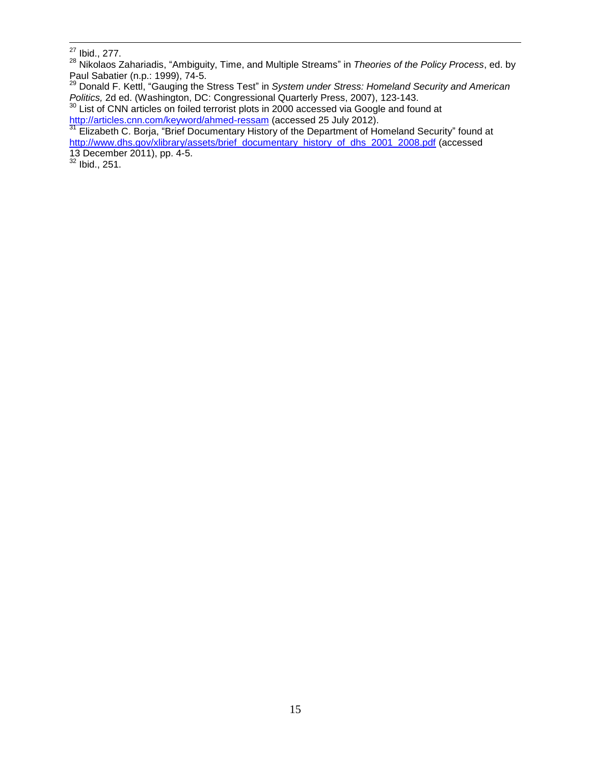[27] Ibid., 277.

[28] Nikolaos Zahariadis, "Ambiguity, Time, and Multiple Streams" in *Theories of the Policy Process*, ed. by Paul Sabatier (n.p.: 1999), 74-5.

[29] Donald F. Kettl, "Gauging the Stress Test" in *System under Stress: Homeland Security and American Politics,* 2d ed. (Washington, DC: Congressional Quarterly Press, 2007), 123-143.

[30] List of CNN articles on foiled terrorist plots in 2000 accessed via Google and found at http://articles.cnn.com/keyword/ahmed-ressam (accessed 25 July 2012).

[31] Elizabeth C. Borja, "Brief Documentary History of the Department of Homeland Security" found at http://www.dhs.gov/xlibrary/assets/brief_documentary_history_of_dhs_2001_2008.pdf (accessed 13 December 2011), pp. 4-5.

[32] Ibid., 251.